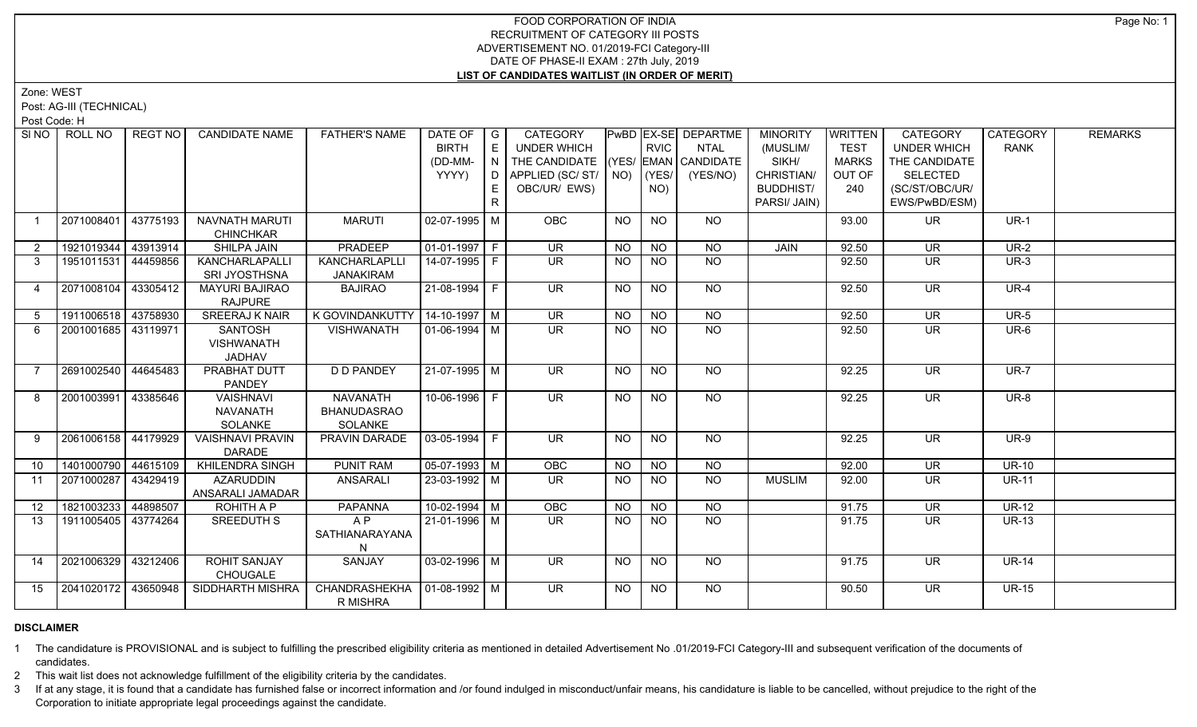# FOOD CORPORATION OF INDIA
## RECRUITMENT OF CATEGORY III POSTS
## ADVERTISEMENT NO. 01/2019-FCI Category-III
## DATE OF PHASE-II EXAM : 27th July, 2019
## LIST OF CANDIDATES WAITLIST (IN ORDER OF MERIT)

Zone: WEST

Post: AG-III (TECHNICAL)

Post Code: H

| Sl NO | ROLL NO | REGT NO | CANDIDATE NAME | FATHER'S NAME | DATE OF BIRTH (DD-MM-YYYY) | GENDER | CATEGORY UNDER WHICH THE CANDIDATE APPLIED (SC/ ST/ OBC/UR/ EWS) | PwBD (YES/ NO) | EX-SERVICEMAN (YES/ NO) | DEPARTMENTAL CANDIDATE (YES/NO) | MINORITY (MUSLIM/ SIKH/ CHRISTIAN/ BUDDHIST/ PARSI/ JAIN) | WRITTEN TEST MARKS OUT OF 240 | CATEGORY UNDER WHICH THE CANDIDATE SELECTED (SC/ST/OBC/UR/ EWS/PwBD/ESM) | CATEGORY RANK | REMARKS |
|---|---|---|---|---|---|---|---|---|---|---|---|---|---|---|---|
| 1 | 2071008401 | 43775193 | NAVNATH MARUTI CHINCHKAR | MARUTI | 02-07-1995 | M | OBC | NO | NO | NO | | 93.00 | UR | UR-1 | |
| 2 | 1921019344 | 43913914 | SHILPA JAIN | PRADEEP | 01-01-1997 | F | UR | NO | NO | NO | JAIN | 92.50 | UR | UR-2 | |
| 3 | 1951011531 | 44459856 | KANCHARLAPALLI SRI JYOSTHSNA | KANCHARLAPLLI JANAKIRAM | 14-07-1995 | F | UR | NO | NO | NO | | 92.50 | UR | UR-3 | |
| 4 | 2071008104 | 43305412 | MAYURI BAJIRAO RAJPURE | BAJIRAO | 21-08-1994 | F | UR | NO | NO | NO | | 92.50 | UR | UR-4 | |
| 5 | 1911006518 | 43758930 | SREERAJ K NAIR | K GOVINDANKUTTY | 14-10-1997 | M | UR | NO | NO | NO | | 92.50 | UR | UR-5 | |
| 6 | 2001001685 | 43119971 | SANTOSH VISHWANATH JADHAV | VISHWANATH | 01-06-1994 | M | UR | NO | NO | NO | | 92.50 | UR | UR-6 | |
| 7 | 2691002540 | 44645483 | PRABHAT DUTT PANDEY | D D PANDEY | 21-07-1995 | M | UR | NO | NO | NO | | 92.25 | UR | UR-7 | |
| 8 | 2001003991 | 43385646 | VAISHNAVI NAVANATH SOLANKE | NAVANATH BHANUDASRAO SOLANKE | 10-06-1996 | F | UR | NO | NO | NO | | 92.25 | UR | UR-8 | |
| 9 | 2061006158 | 44179929 | VAISHNAVI PRAVIN DARADE | PRAVIN DARADE | 03-05-1994 | F | UR | NO | NO | NO | | 92.25 | UR | UR-9 | |
| 10 | 1401000790 | 44615109 | KHILENDRA SINGH | PUNIT RAM | 05-07-1993 | M | OBC | NO | NO | NO | | 92.00 | UR | UR-10 | |
| 11 | 2071000287 | 43429419 | AZARUDDIN ANSARALI JAMADAR | ANSARALI | 23-03-1992 | M | UR | NO | NO | NO | MUSLIM | 92.00 | UR | UR-11 | |
| 12 | 1821003233 | 44898507 | ROHITH A P | PAPANNA | 10-02-1994 | M | OBC | NO | NO | NO | | 91.75 | UR | UR-12 | |
| 13 | 1911005405 | 43774264 | SREEDUTH S | A P SATHIANARAYANA N | 21-01-1996 | M | UR | NO | NO | NO | | 91.75 | UR | UR-13 | |
| 14 | 2021006329 | 43212406 | ROHIT SANJAY CHOUGALE | SANJAY | 03-02-1996 | M | UR | NO | NO | NO | | 91.75 | UR | UR-14 | |
| 15 | 2041020172 | 43650948 | SIDDHARTH MISHRA | CHANDRASHEKHA R MISHRA | 01-08-1992 | M | UR | NO | NO | NO | | 90.50 | UR | UR-15 | |

**DISCLAIMER**

1. The candidature is PROVISIONAL and is subject to fulfilling the prescribed eligibility criteria as mentioned in detailed Advertisement No .01/2019-FCI Category-III and subsequent verification of the documents of candidates.
2. This wait list does not acknowledge fulfillment of the eligibility criteria by the candidates.
3. If at any stage, it is found that a candidate has furnished false or incorrect information and /or found indulged in misconduct/unfair means, his candidature is liable to be cancelled, without prejudice to the right of the Corporation to initiate appropriate legal proceedings against the candidate.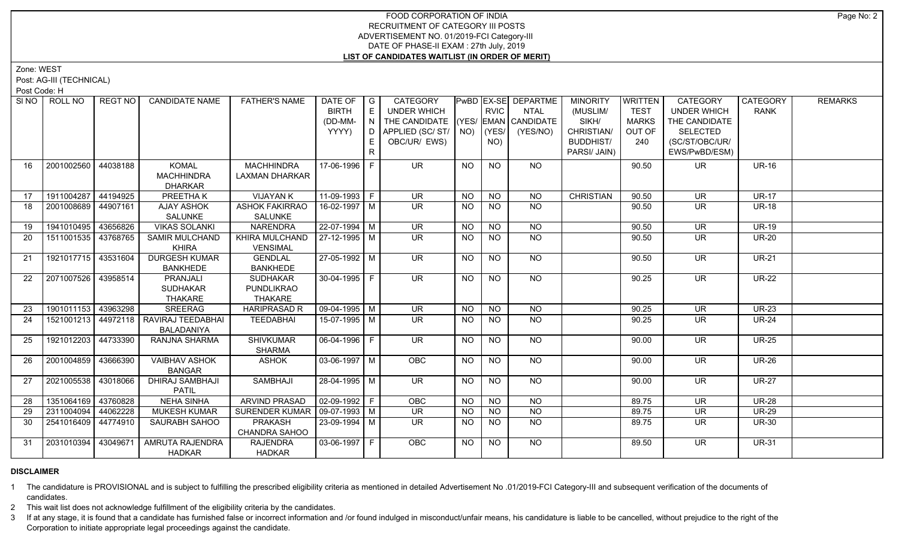# FOOD CORPORATION OF INDIA
## RECRUITMENT OF CATEGORY III POSTS
## ADVERTISEMENT NO. 01/2019-FCI Category-III
## DATE OF PHASE-II EXAM : 27th July, 2019
## LIST OF CANDIDATES WAITLIST (IN ORDER OF MERIT)

Zone: WEST

Post: AG-III (TECHNICAL)

Post Code: H

| Sl NO | ROLL NO | REGT NO | CANDIDATE NAME | FATHER'S NAME | DATE OF BIRTH (DD-MM-YYYY) | GENDER | CATEGORY UNDER WHICH THE CANDIDATE APPLIED (SC/ ST/ OBC/UR/ EWS) | PwBD (YES/ NO) | EX-SERVICEMAN (YES/ NO) | DEPARTMENTAL CANDIDATE (YES/NO) | MINORITY (MUSLIM/ SIKH/ CHRISTIAN/ BUDDHIST/ PARSI/ JAIN) | WRITTEN TEST MARKS OUT OF 240 | CATEGORY UNDER WHICH THE CANDIDATE SELECTED (SC/ST/OBC/UR/ EWS/PwBD/ESM) | CATEGORY RANK | REMARKS |
|---|---|---|---|---|---|---|---|---|---|---|---|---|---|---|---|
| 16 | 2001002560 | 44038188 | KOMAL MACHHINDRA DHARKAR | MACHHINDRA LAXMAN DHARKAR | 17-06-1996 | F | UR | NO | NO | NO | | 90.50 | UR | UR-16 | |
| 17 | 1911004287 | 44194925 | PREETHA K | VIJAYAN K | 11-09-1993 | F | UR | NO | NO | NO | CHRISTIAN | 90.50 | UR | UR-17 | |
| 18 | 2001008689 | 44907161 | AJAY ASHOK SALUNKE | ASHOK FAKIRRAO SALUNKE | 16-02-1997 | M | UR | NO | NO | NO | | 90.50 | UR | UR-18 | |
| 19 | 1941010495 | 43656826 | VIKAS SOLANKI | NARENDRA | 22-07-1994 | M | UR | NO | NO | NO | | 90.50 | UR | UR-19 | |
| 20 | 1511001535 | 43768765 | SAMIR MULCHAND KHIRA | KHIRA MULCHAND VENSIMAL | 27-12-1995 | M | UR | NO | NO | NO | | 90.50 | UR | UR-20 | |
| 21 | 1921017715 | 43531604 | DURGESH KUMAR BANKHEDE | GENDLAL BANKHEDE | 27-05-1992 | M | UR | NO | NO | NO | | 90.50 | UR | UR-21 | |
| 22 | 2071007526 | 43958514 | PRANJALI SUDHAKAR THAKARE | SUDHAKAR PUNDLIKRAO THAKARE | 30-04-1995 | F | UR | NO | NO | NO | | 90.25 | UR | UR-22 | |
| 23 | 1901011153 | 43963298 | SREERAG | HARIPRASAD R | 09-04-1995 | M | UR | NO | NO | NO | | 90.25 | UR | UR-23 | |
| 24 | 1521001213 | 44972118 | RAVIRAJ TEEDABHAI BALADANIYA | TEEDABHAI | 15-07-1995 | M | UR | NO | NO | NO | | 90.25 | UR | UR-24 | |
| 25 | 1921012203 | 44733390 | RANJNA SHARMA | SHIVKUMAR SHARMA | 06-04-1996 | F | UR | NO | NO | NO | | 90.00 | UR | UR-25 | |
| 26 | 2001004859 | 43666390 | VAIBHAV ASHOK BANGAR | ASHOK | 03-06-1997 | M | OBC | NO | NO | NO | | 90.00 | UR | UR-26 | |
| 27 | 2021005538 | 43018066 | DHIRAJ SAMBHAJI PATIL | SAMBHAJI | 28-04-1995 | M | UR | NO | NO | NO | | 90.00 | UR | UR-27 | |
| 28 | 1351064169 | 43760828 | NEHA SINHA | ARVIND PRASAD | 02-09-1992 | F | OBC | NO | NO | NO | | 89.75 | UR | UR-28 | |
| 29 | 2311004094 | 44062228 | MUKESH KUMAR | SURENDER KUMAR | 09-07-1993 | M | UR | NO | NO | NO | | 89.75 | UR | UR-29 | |
| 30 | 2541016409 | 44774910 | SAURABH SAHOO | PRAKASH CHANDRA SAHOO | 23-09-1994 | M | UR | NO | NO | NO | | 89.75 | UR | UR-30 | |
| 31 | 2031010394 | 43049671 | AMRUTA RAJENDRA HADKAR | RAJENDRA HADKAR | 03-06-1997 | F | OBC | NO | NO | NO | | 89.50 | UR | UR-31 | |

**DISCLAIMER**

1 The candidature is PROVISIONAL and is subject to fulfilling the prescribed eligibility criteria as mentioned in detailed Advertisement No .01/2019-FCI Category-III and subsequent verification of the documents of candidates.

2 This wait list does not acknowledge fulfillment of the eligibility criteria by the candidates.

3 If at any stage, it is found that a candidate has furnished false or incorrect information and /or found indulged in misconduct/unfair means, his candidature is liable to be cancelled, without prejudice to the right of the Corporation to initiate appropriate legal proceedings against the candidate.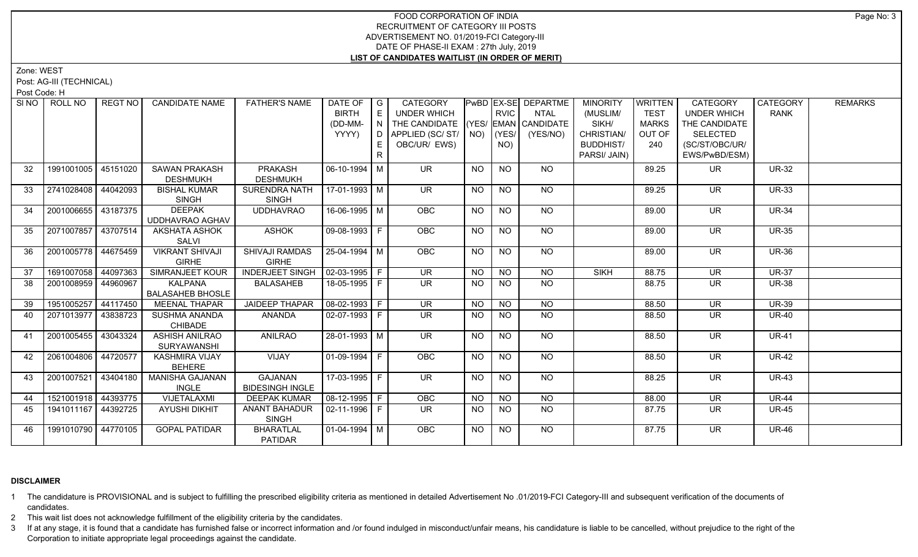FOOD CORPORATION OF INDIA
RECRUITMENT OF CATEGORY III POSTS
ADVERTISEMENT NO. 01/2019-FCI Category-III
DATE OF PHASE-II EXAM : 27th July, 2019
**LIST OF CANDIDATES WAITLIST (IN ORDER OF MERIT)**

Zone: WEST
Post: AG-III (TECHNICAL)
Post Code: H

| SI NO | ROLL NO | REGT NO | CANDIDATE NAME | FATHER'S NAME | DATE OF BIRTH (DD-MM-YYYY) | GENDER | CATEGORY UNDER WHICH THE CANDIDATE APPLIED (SC/ ST/ OBC/UR/ EWS) | PwBD (YES/ NO) | EX-SERVICEMAN (YES/ NO) | DEPARTMENTAL CANDIDATE (YES/NO) | MINORITY (MUSLIM/ SIKH/ CHRISTIAN/ BUDDHIST/ PARSI/ JAIN) | WRITTEN TEST MARKS OUT OF 240 | CATEGORY UNDER WHICH THE CANDIDATE SELECTED (SC/ST/OBC/UR/ EWS/PwBD/ESM) | CATEGORY RANK | REMARKS |
|---|---|---|---|---|---|---|---|---|---|---|---|---|---|---|---|
| 32 | 1991001005 | 45151020 | SAWAN PRAKASH DESHMUKH | PRAKASH DESHMUKH | 06-10-1994 | M | UR | NO | NO | NO | | 89.25 | UR | UR-32 | |
| 33 | 2741028408 | 44042093 | BISHAL KUMAR SINGH | SURENDRA NATH SINGH | 17-01-1993 | M | UR | NO | NO | NO | | 89.25 | UR | UR-33 | |
| 34 | 2001006655 | 43187375 | DEEPAK UDDHAVRAO AGHAV | UDDHAVRAO | 16-06-1995 | M | OBC | NO | NO | NO | | 89.00 | UR | UR-34 | |
| 35 | 2071007857 | 43707514 | AKSHATA ASHOK SALVI | ASHOK | 09-08-1993 | F | OBC | NO | NO | NO | | 89.00 | UR | UR-35 | |
| 36 | 2001005778 | 44675459 | VIKRANT SHIVAJI GIRHE | SHIVAJI RAMDAS GIRHE | 25-04-1994 | M | OBC | NO | NO | NO | | 89.00 | UR | UR-36 | |
| 37 | 1691007058 | 44097363 | SIMRANJEET KOUR | INDERJEET SINGH | 02-03-1995 | F | UR | NO | NO | NO | SIKH | 88.75 | UR | UR-37 | |
| 38 | 2001008959 | 44960967 | KALPANA BALASAHEB BHOSLE | BALASAHEB | 18-05-1995 | F | UR | NO | NO | NO | | 88.75 | UR | UR-38 | |
| 39 | 1951005257 | 44117450 | MEENAL THAPAR | JAIDEEP THAPAR | 08-02-1993 | F | UR | NO | NO | NO | | 88.50 | UR | UR-39 | |
| 40 | 2071013977 | 43838723 | SUSHMA ANANDA CHIBADE | ANANDA | 02-07-1993 | F | UR | NO | NO | NO | | 88.50 | UR | UR-40 | |
| 41 | 2001005455 | 43043324 | ASHISH ANILRAO SURYAWANSHI | ANILRAO | 28-01-1993 | M | UR | NO | NO | NO | | 88.50 | UR | UR-41 | |
| 42 | 2061004806 | 44720577 | KASHMIRA VIJAY BEHERE | VIJAY | 01-09-1994 | F | OBC | NO | NO | NO | | 88.50 | UR | UR-42 | |
| 43 | 2001007521 | 43404180 | MANISHA GAJANAN INGLE | GAJANAN BIDESINGH INGLE | 17-03-1995 | F | UR | NO | NO | NO | | 88.25 | UR | UR-43 | |
| 44 | 1521001918 | 44393775 | VIJETALAXMI | DEEPAK KUMAR | 08-12-1995 | F | OBC | NO | NO | NO | | 88.00 | UR | UR-44 | |
| 45 | 1941011167 | 44392725 | AYUSHI DIKHIT | ANANT BAHADUR SINGH | 02-11-1996 | F | UR | NO | NO | NO | | 87.75 | UR | UR-45 | |
| 46 | 1991010790 | 44770105 | GOPAL PATIDAR | BHARATLAL PATIDAR | 01-04-1994 | M | OBC | NO | NO | NO | | 87.75 | UR | UR-46 | |

**DISCLAIMER**

1 The candidature is PROVISIONAL and is subject to fulfilling the prescribed eligibility criteria as mentioned in detailed Advertisement No .01/2019-FCI Category-III and subsequent verification of the documents of candidates.

2 This wait list does not acknowledge fulfillment of the eligibility criteria by the candidates.

3 If at any stage, it is found that a candidate has furnished false or incorrect information and /or found indulged in misconduct/unfair means, his candidature is liable to be cancelled, without prejudice to the right of the Corporation to initiate appropriate legal proceedings against the candidate.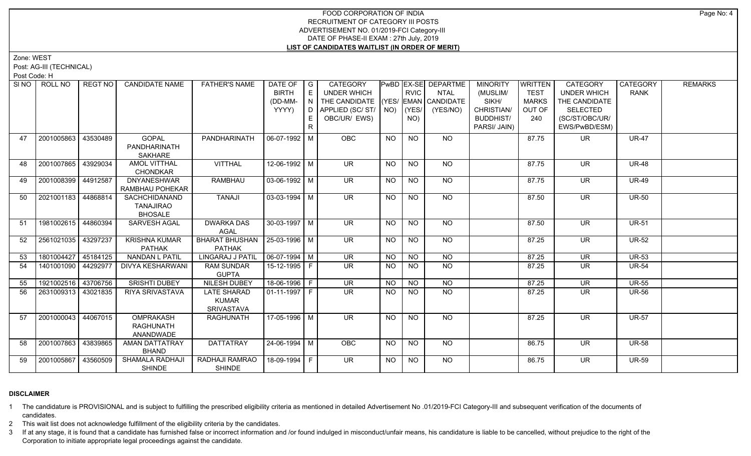# FOOD CORPORATION OF INDIA
## RECRUITMENT OF CATEGORY III POSTS
### ADVERTISEMENT NO. 01/2019-FCI Category-III
### DATE OF PHASE-II EXAM : 27th July, 2019
### LIST OF CANDIDATES WAITLIST (IN ORDER OF MERIT)

Zone: WEST

Post: AG-III (TECHNICAL)

Post Code: H

| Sl NO | ROLL NO | REGT NO | CANDIDATE NAME | FATHER'S NAME | DATE OF BIRTH (DD-MM-YYYY) | GENDER | CATEGORY UNDER WHICH THE CANDIDATE APPLIED (SC/ ST/ OBC/UR/ EWS) | PwBD (YES/ NO) | EX-SERVICEMAN (YES/ NO) | DEPARTMENTAL CANDIDATE (YES/NO) | MINORITY (MUSLIM/ SIKH/ CHRISTIAN/ BUDDHIST/ PARSI/ JAIN) | WRITTEN TEST MARKS OUT OF 240 | CATEGORY UNDER WHICH THE CANDIDATE SELECTED (SC/ST/OBC/UR/ EWS/PwBD/ESM) | CATEGORY RANK | REMARKS |
|---|---|---|---|---|---|---|---|---|---|---|---|---|---|---|---|
| 47 | 2001005863 | 43530489 | GOPAL PANDHARINATH SAKHARE | PANDHARINATH | 06-07-1992 | M | OBC | NO | NO | NO | | 87.75 | UR | UR-47 | |
| 48 | 2001007865 | 43929034 | AMOL VITTHAL CHONDKAR | VITTHAL | 12-06-1992 | M | UR | NO | NO | NO | | 87.75 | UR | UR-48 | |
| 49 | 2001008399 | 44912587 | DNYANESHWAR RAMBHAU POHEKAR | RAMBHAU | 03-06-1992 | M | UR | NO | NO | NO | | 87.75 | UR | UR-49 | |
| 50 | 2021001183 | 44868814 | SACHCHIDANAND TANAJIRAO BHOSALE | TANAJI | 03-03-1994 | M | UR | NO | NO | NO | | 87.50 | UR | UR-50 | |
| 51 | 1981002615 | 44860394 | SARVESH AGAL | DWARKA DAS AGAL | 30-03-1997 | M | UR | NO | NO | NO | | 87.50 | UR | UR-51 | |
| 52 | 2561021035 | 43297237 | KRISHNA KUMAR PATHAK | BHARAT BHUSHAN PATHAK | 25-03-1996 | M | UR | NO | NO | NO | | 87.25 | UR | UR-52 | |
| 53 | 1801004427 | 45184125 | NANDAN L PATIL | LINGARAJ J PATIL | 06-07-1994 | M | UR | NO | NO | NO | | 87.25 | UR | UR-53 | |
| 54 | 1401001090 | 44292977 | DIVYA KESHARWANI | RAM SUNDAR GUPTA | 15-12-1995 | F | UR | NO | NO | NO | | 87.25 | UR | UR-54 | |
| 55 | 1921002516 | 43706756 | SRISHTI DUBEY | NILESH DUBEY | 18-06-1996 | F | UR | NO | NO | NO | | 87.25 | UR | UR-55 | |
| 56 | 2631009313 | 43021835 | RIYA SRIVASTAVA | LATE SHARAD KUMAR SRIVASTAVA | 01-11-1997 | F | UR | NO | NO | NO | | 87.25 | UR | UR-56 | |
| 57 | 2001000043 | 44067015 | OMPRAKASH RAGHUNATH ANANDWADE | RAGHUNATH | 17-05-1996 | M | UR | NO | NO | NO | | 87.25 | UR | UR-57 | |
| 58 | 2001007863 | 43839865 | AMAN DATTATRAY BHAND | DATTATRAY | 24-06-1994 | M | OBC | NO | NO | NO | | 86.75 | UR | UR-58 | |
| 59 | 2001005867 | 43560509 | SHAMALA RADHAJI SHINDE | RADHAJI RAMRAO SHINDE | 18-09-1994 | F | UR | NO | NO | NO | | 86.75 | UR | UR-59 | |

**DISCLAIMER**

1 The candidature is PROVISIONAL and is subject to fulfilling the prescribed eligibility criteria as mentioned in detailed Advertisement No .01/2019-FCI Category-III and subsequent verification of the documents of candidates.

2 This wait list does not acknowledge fulfillment of the eligibility criteria by the candidates.

3 If at any stage, it is found that a candidate has furnished false or incorrect information and /or found indulged in misconduct/unfair means, his candidature is liable to be cancelled, without prejudice to the right of the Corporation to initiate appropriate legal proceedings against the candidate.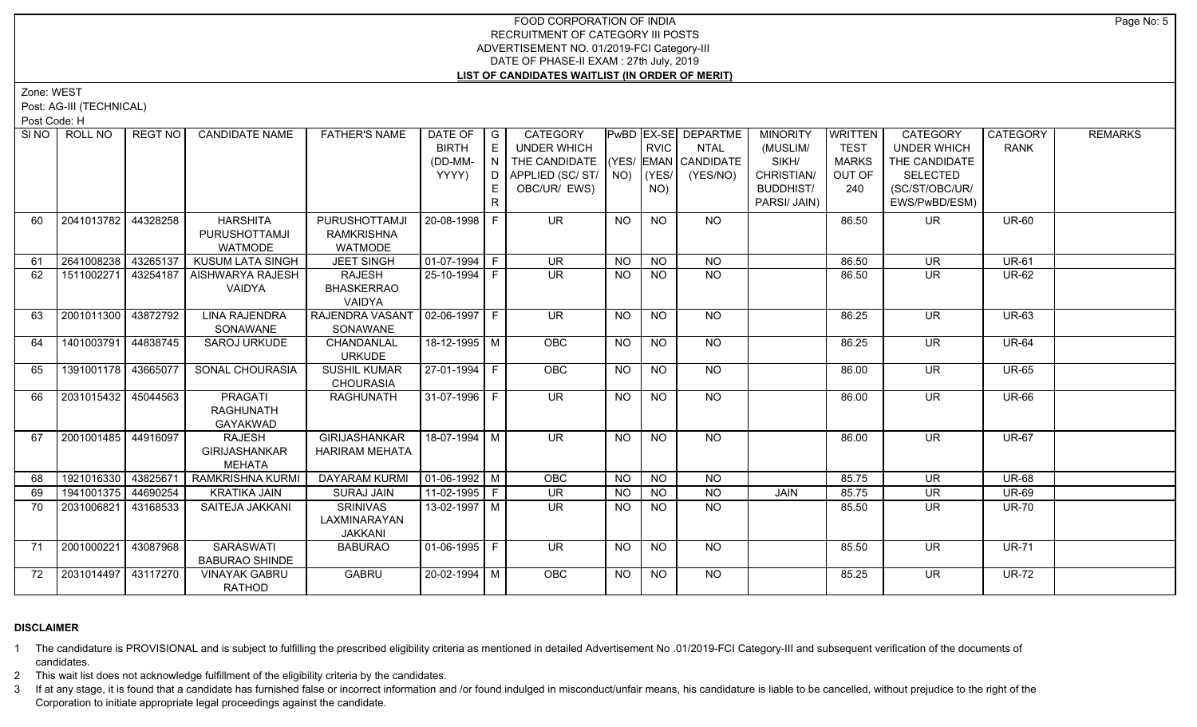# FOOD CORPORATION OF INDIA
## RECRUITMENT OF CATEGORY III POSTS
## ADVERTISEMENT NO. 01/2019-FCI Category-III
## DATE OF PHASE-II EXAM : 27th July, 2019
## LIST OF CANDIDATES WAITLIST (IN ORDER OF MERIT)

Zone: WEST

Post: AG-III (TECHNICAL)

Post Code: H

| Sl NO | ROLL NO | REGT NO | CANDIDATE NAME | FATHER'S NAME | DATE OF BIRTH (DD-MM-YYYY) | GENDER | CATEGORY UNDER WHICH THE CANDIDATE APPLIED (SC/ ST/ OBC/UR/ EWS) | PwBD (YES/ NO) | EX-SERVICEMAN (YES/ NO) | DEPARTMENTAL CANDIDATE (YES/NO) | MINORITY (MUSLIM/ SIKH/ CHRISTIAN/ BUDDHIST/ PARSI/ JAIN) | WRITTEN TEST MARKS OUT OF 240 | CATEGORY UNDER WHICH THE CANDIDATE SELECTED (SC/ST/OBC/UR/ EWS/PwBD/ESM) | CATEGORY RANK | REMARKS |
|---|---|---|---|---|---|---|---|---|---|---|---|---|---|---|---|
| 60 | 2041013782 | 44328258 | HARSHITA PURUSHOTTAMJI WATMODE | PURUSHOTTAMJI RAMKRISHNA WATMODE | 20-08-1998 | F | UR | NO | NO | NO | | 86.50 | UR | UR-60 | |
| 61 | 2641008238 | 43265137 | KUSUM LATA SINGH | JEET SINGH | 01-07-1994 | F | UR | NO | NO | NO | | 86.50 | UR | UR-61 | |
| 62 | 1511002271 | 43254187 | AISHWARYA RAJESH VAIDYA | RAJESH BHASKERRAO VAIDYA | 25-10-1994 | F | UR | NO | NO | NO | | 86.50 | UR | UR-62 | |
| 63 | 2001011300 | 43872792 | LINA RAJENDRA SONAWANE | RAJENDRA VASANT SONAWANE | 02-06-1997 | F | UR | NO | NO | NO | | 86.25 | UR | UR-63 | |
| 64 | 1401003791 | 44838745 | SAROJ URKUDE | CHANDANLAL URKUDE | 18-12-1995 | M | OBC | NO | NO | NO | | 86.25 | UR | UR-64 | |
| 65 | 1391001178 | 43665077 | SONAL CHOURASIA | SUSHIL KUMAR CHOURASIA | 27-01-1994 | F | OBC | NO | NO | NO | | 86.00 | UR | UR-65 | |
| 66 | 2031015432 | 45044563 | PRAGATI RAGHUNATH GAYAKWAD | RAGHUNATH | 31-07-1996 | F | UR | NO | NO | NO | | 86.00 | UR | UR-66 | |
| 67 | 2001001485 | 44916097 | RAJESH GIRIJASHANKAR MEHATA | GIRIJASHANKAR HARIRAM MEHATA | 18-07-1994 | M | UR | NO | NO | NO | | 86.00 | UR | UR-67 | |
| 68 | 1921016330 | 43825671 | RAMKRISHNA KURMI | DAYARAM KURMI | 01-06-1992 | M | OBC | NO | NO | NO | | 85.75 | UR | UR-68 | |
| 69 | 1941001375 | 44690254 | KRATIKA JAIN | SURAJ JAIN | 11-02-1995 | F | UR | NO | NO | NO | JAIN | 85.75 | UR | UR-69 | |
| 70 | 2031006821 | 43168533 | SAITEJA JAKKANI | SRINIVAS LAXMINARAYAN JAKKANI | 13-02-1997 | M | UR | NO | NO | NO | | 85.50 | UR | UR-70 | |
| 71 | 2001000221 | 43087968 | SARASWATI BABURAO SHINDE | BABURAO | 01-06-1995 | F | UR | NO | NO | NO | | 85.50 | UR | UR-71 | |
| 72 | 2031014497 | 43117270 | VINAYAK GABRU RATHOD | GABRU | 20-02-1994 | M | OBC | NO | NO | NO | | 85.25 | UR | UR-72 | |

**DISCLAIMER**

1 The candidature is PROVISIONAL and is subject to fulfilling the prescribed eligibility criteria as mentioned in detailed Advertisement No .01/2019-FCI Category-III and subsequent verification of the documents of candidates.

2 This wait list does not acknowledge fulfillment of the eligibility criteria by the candidates.

3 If at any stage, it is found that a candidate has furnished false or incorrect information and /or found indulged in misconduct/unfair means, his candidature is liable to be cancelled, without prejudice to the right of the Corporation to initiate appropriate legal proceedings against the candidate.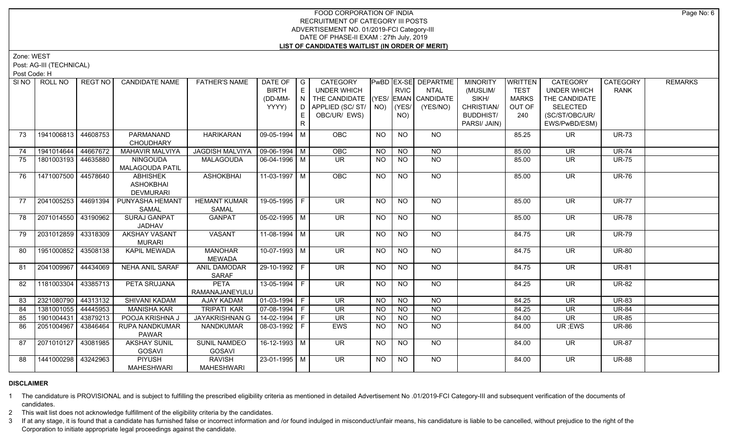# FOOD CORPORATION OF INDIA
## RECRUITMENT OF CATEGORY III POSTS
## ADVERTISEMENT NO. 01/2019-FCI Category-III
## DATE OF PHASE-II EXAM : 27th July, 2019
## LIST OF CANDIDATES WAITLIST (IN ORDER OF MERIT)

Zone: WEST

Post: AG-III (TECHNICAL)

Post Code: H

| SI NO | ROLL NO | REGT NO | CANDIDATE NAME | FATHER'S NAME | DATE OF BIRTH (DD-MM-YYYY) | GENDER | CATEGORY UNDER WHICH THE CANDIDATE APPLIED (SC/ ST/ OBC/UR/ EWS) | PwBD (YES/ NO) | EX-SERVICEMAN (YES/ NO) | DEPARTMENTAL CANDIDATE (YES/NO) | MINORITY (MUSLIM/ SIKH/ CHRISTIAN/ BUDDHIST/ PARSI/ JAIN) | WRITTEN TEST MARKS OUT OF 240 | CATEGORY UNDER WHICH THE CANDIDATE SELECTED (SC/ST/OBC/UR/ EWS/PwBD/ESM) | CATEGORY RANK | REMARKS |
|---|---|---|---|---|---|---|---|---|---|---|---|---|---|---|---|
| 73 | 1941006813 | 44608753 | PARMANAND CHOUDHARY | HARIKARAN | 09-05-1994 | M | OBC | NO | NO | NO | | 85.25 | UR | UR-73 | |
| 74 | 1941014644 | 44667672 | MAHAVIR MALVIYA | JAGDISH MALVIYA | 09-06-1994 | M | OBC | NO | NO | NO | | 85.00 | UR | UR-74 | |
| 75 | 1801003193 | 44635880 | NINGOUDA MALAGOUDA PATIL | MALAGOUDA | 06-04-1996 | M | UR | NO | NO | NO | | 85.00 | UR | UR-75 | |
| 76 | 1471007500 | 44578640 | ABHISHEK ASHOKBHAI DEVMURARI | ASHOKBHAI | 11-03-1997 | M | OBC | NO | NO | NO | | 85.00 | UR | UR-76 | |
| 77 | 2041005253 | 44691394 | PUNYASHA HEMANT SAMAL | HEMANT KUMAR SAMAL | 19-05-1995 | F | UR | NO | NO | NO | | 85.00 | UR | UR-77 | |
| 78 | 2071014550 | 43190962 | SURAJ GANPAT JADHAV | GANPAT | 05-02-1995 | M | UR | NO | NO | NO | | 85.00 | UR | UR-78 | |
| 79 | 2031012859 | 43318309 | AKSHAY VASANT MURARI | VASANT | 11-08-1994 | M | UR | NO | NO | NO | | 84.75 | UR | UR-79 | |
| 80 | 1951000852 | 43508138 | KAPIL MEWADA | MANOHAR MEWADA | 10-07-1993 | M | UR | NO | NO | NO | | 84.75 | UR | UR-80 | |
| 81 | 2041009967 | 44434069 | NEHA ANIL SARAF | ANIL DAMODAR SARAF | 29-10-1992 | F | UR | NO | NO | NO | | 84.75 | UR | UR-81 | |
| 82 | 1181003304 | 43385713 | PETA SRUJANA | PETA RAMANAJANEYULU | 13-05-1994 | F | UR | NO | NO | NO | | 84.25 | UR | UR-82 | |
| 83 | 2321080790 | 44313132 | SHIVANI KADAM | AJAY KADAM | 01-03-1994 | F | UR | NO | NO | NO | | 84.25 | UR | UR-83 | |
| 84 | 1381001055 | 44445953 | MANISHA KAR | TRIPATI KAR | 07-08-1994 | F | UR | NO | NO | NO | | 84.25 | UR | UR-84 | |
| 85 | 1901004431 | 43879213 | POOJA KRISHNA J | JAYAKRISHNAN G | 14-02-1994 | F | UR | NO | NO | NO | | 84.00 | UR | UR-85 | |
| 86 | 2051004967 | 43846464 | RUPA NANDKUMAR PAWAR | NANDKUMAR | 08-03-1992 | F | EWS | NO | NO | NO | | 84.00 | UR ;EWS | UR-86 | |
| 87 | 2071010127 | 43081985 | AKSHAY SUNIL GOSAVI | SUNIL NAMDEO GOSAVI | 16-12-1993 | M | UR | NO | NO | NO | | 84.00 | UR | UR-87 | |
| 88 | 1441000298 | 43242963 | PIYUSH MAHESHWARI | RAVISH MAHESHWARI | 23-01-1995 | M | UR | NO | NO | NO | | 84.00 | UR | UR-88 | |

**DISCLAIMER**

1. The candidature is PROVISIONAL and is subject to fulfilling the prescribed eligibility criteria as mentioned in detailed Advertisement No .01/2019-FCI Category-III and subsequent verification of the documents of candidates.
2. This wait list does not acknowledge fulfillment of the eligibility criteria by the candidates.
3. If at any stage, it is found that a candidate has furnished false or incorrect information and /or found indulged in misconduct/unfair means, his candidature is liable to be cancelled, without prejudice to the right of the Corporation to initiate appropriate legal proceedings against the candidate.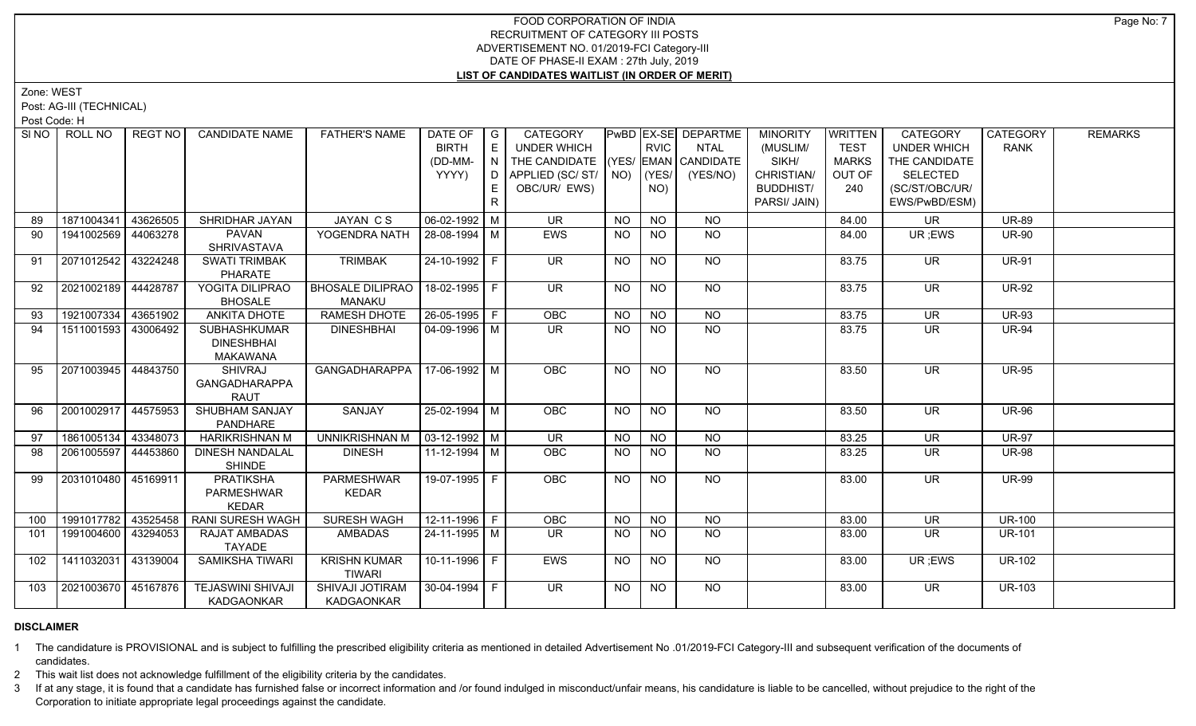# FOOD CORPORATION OF INDIA
## RECRUITMENT OF CATEGORY III POSTS
### ADVERTISEMENT NO. 01/2019-FCI Category-III
### DATE OF PHASE-II EXAM : 27th July, 2019
### LIST OF CANDIDATES WAITLIST (IN ORDER OF MERIT)

Zone: WEST

Post: AG-III (TECHNICAL)

Post Code: H

| Sl NO | ROLL NO | REGT NO | CANDIDATE NAME | FATHER'S NAME | DATE OF BIRTH (DD-MM-YYYY) | GENDER | CATEGORY UNDER WHICH THE CANDIDATE APPLIED (SC/ ST/ OBC/UR/ EWS) | PwBD (YES/ NO) | EX-SERVICEMAN (YES/ NO) | DEPARTMENTAL CANDIDATE (YES/NO) | MINORITY (MUSLIM/ SIKH/ CHRISTIAN/ BUDDHIST/ PARSI/ JAIN) | WRITTEN TEST MARKS OUT OF 240 | CATEGORY UNDER WHICH THE CANDIDATE SELECTED (SC/ST/OBC/UR/ EWS/PwBD/ESM) | CATEGORY RANK | REMARKS |
|---|---|---|---|---|---|---|---|---|---|---|---|---|---|---|---|
| 89 | 1871004341 | 43626505 | SHRIDHAR JAYAN | JAYAN C S | 06-02-1992 | M | UR | NO | NO | NO | | 84.00 | UR | UR-89 | |
| 90 | 1941002569 | 44063278 | PAVAN SHRIVASTAVA | YOGENDRA NATH | 28-08-1994 | M | EWS | NO | NO | NO | | 84.00 | UR ;EWS | UR-90 | |
| 91 | 2071012542 | 43224248 | SWATI TRIMBAK PHARATE | TRIMBAK | 24-10-1992 | F | UR | NO | NO | NO | | 83.75 | UR | UR-91 | |
| 92 | 2021002189 | 44428787 | YOGITA DILIPRAO BHOSALE | BHOSALE DILIPRAO MANAKU | 18-02-1995 | F | UR | NO | NO | NO | | 83.75 | UR | UR-92 | |
| 93 | 1921007334 | 43651902 | ANKITA DHOTE | RAMESH DHOTE | 26-05-1995 | F | OBC | NO | NO | NO | | 83.75 | UR | UR-93 | |
| 94 | 1511001593 | 43006492 | SUBHASHKUMAR DINESHBHAI MAKAWANA | DINESHBHAI | 04-09-1996 | M | UR | NO | NO | NO | | 83.75 | UR | UR-94 | |
| 95 | 2071003945 | 44843750 | SHIVRAJ GANGADHARAPPA RAUT | GANGADHARAPPA | 17-06-1992 | M | OBC | NO | NO | NO | | 83.50 | UR | UR-95 | |
| 96 | 2001002917 | 44575953 | SHUBHAM SANJAY PANDHARE | SANJAY | 25-02-1994 | M | OBC | NO | NO | NO | | 83.50 | UR | UR-96 | |
| 97 | 1861005134 | 43348073 | HARIKRISHNAN M | UNNIKRISHNAN M | 03-12-1992 | M | UR | NO | NO | NO | | 83.25 | UR | UR-97 | |
| 98 | 2061005597 | 44453860 | DINESH NANDALAL SHINDE | DINESH | 11-12-1994 | M | OBC | NO | NO | NO | | 83.25 | UR | UR-98 | |
| 99 | 2031010480 | 45169911 | PRATIKSHA PARMESHWAR KEDAR | PARMESHWAR KEDAR | 19-07-1995 | F | OBC | NO | NO | NO | | 83.00 | UR | UR-99 | |
| 100 | 1991017782 | 43525458 | RANI SURESH WAGH | SURESH WAGH | 12-11-1996 | F | OBC | NO | NO | NO | | 83.00 | UR | UR-100 | |
| 101 | 1991004600 | 43294053 | RAJAT AMBADAS TAYADE | AMBADAS | 24-11-1995 | M | UR | NO | NO | NO | | 83.00 | UR | UR-101 | |
| 102 | 1411032031 | 43139004 | SAMIKSHA TIWARI | KRISHN KUMAR TIWARI | 10-11-1996 | F | EWS | NO | NO | NO | | 83.00 | UR ;EWS | UR-102 | |
| 103 | 2021003670 | 45167876 | TEJASWINI SHIVAJI KADGAONKAR | SHIVAJI JOTIRAM KADGAONKAR | 30-04-1994 | F | UR | NO | NO | NO | | 83.00 | UR | UR-103 | |

**DISCLAIMER**

1 The candidature is PROVISIONAL and is subject to fulfilling the prescribed eligibility criteria as mentioned in detailed Advertisement No .01/2019-FCI Category-III and subsequent verification of the documents of candidates.

2 This wait list does not acknowledge fulfillment of the eligibility criteria by the candidates.

3 If at any stage, it is found that a candidate has furnished false or incorrect information and /or found indulged in misconduct/unfair means, his candidature is liable to be cancelled, without prejudice to the right of the Corporation to initiate appropriate legal proceedings against the candidate.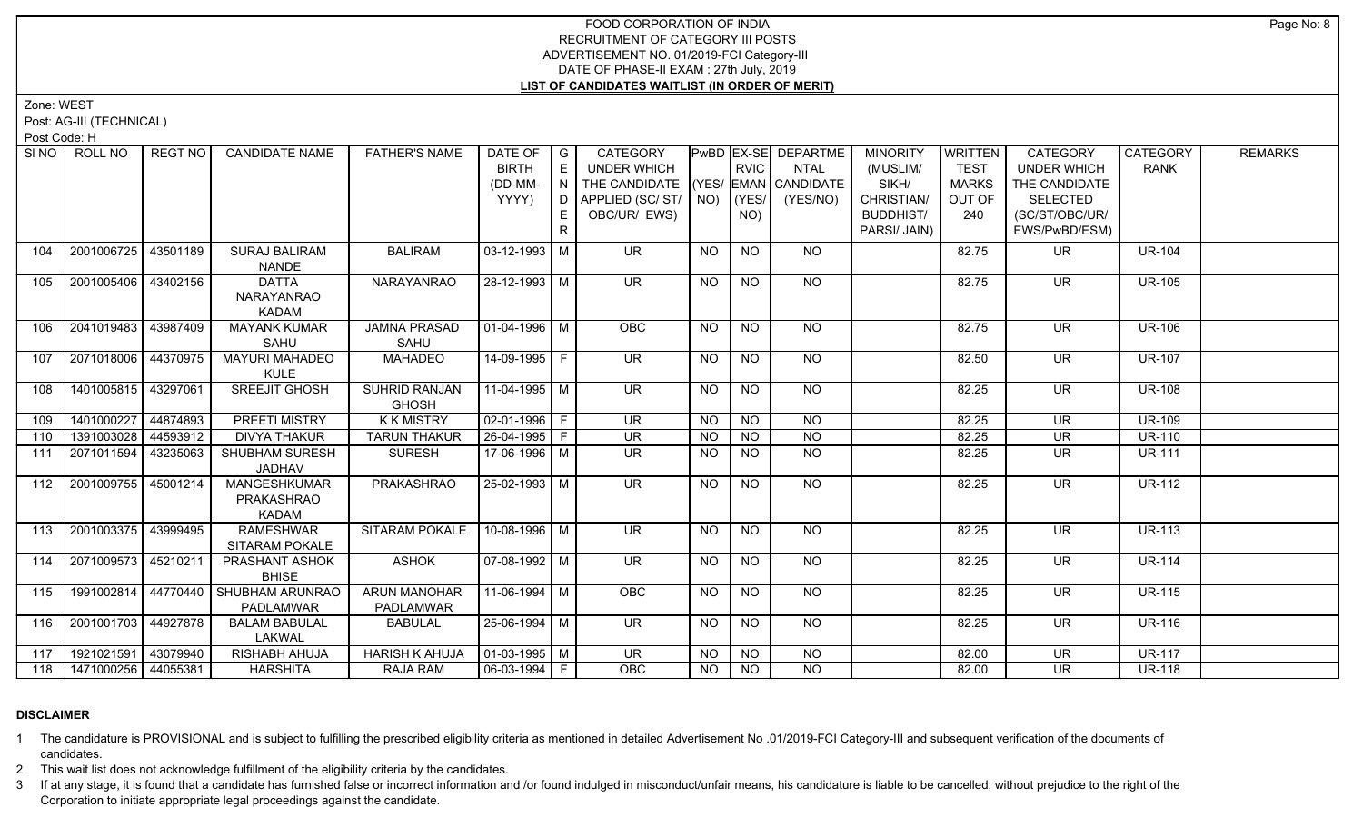# FOOD CORPORATION OF INDIA
## RECRUITMENT OF CATEGORY III POSTS
## ADVERTISEMENT NO. 01/2019-FCI Category-III
## DATE OF PHASE-II EXAM : 27th July, 2019
## LIST OF CANDIDATES WAITLIST (IN ORDER OF MERIT)

Zone: WEST

Post: AG-III (TECHNICAL)

Post Code: H

| Sl NO | ROLL NO | REGT NO | CANDIDATE NAME | FATHER'S NAME | DATE OF BIRTH (DD-MM-YYYY) | GENDER | CATEGORY UNDER WHICH THE CANDIDATE APPLIED (SC/ ST/ OBC/UR/ EWS) | PwBD (YES/ NO) | EX-SERVICEMAN (YES/ NO) | DEPARTMENTAL CANDIDATE (YES/NO) | MINORITY (MUSLIM/ SIKH/ CHRISTIAN/ BUDDHIST/ PARSI/ JAIN) | WRITTEN TEST MARKS OUT OF 240 | CATEGORY UNDER WHICH THE CANDIDATE SELECTED (SC/ST/OBC/UR/ EWS/PwBD/ESM) | CATEGORY RANK | REMARKS |
|---|---|---|---|---|---|---|---|---|---|---|---|---|---|---|---|
| 104 | 2001006725 | 43501189 | SURAJ BALIRAM NANDE | BALIRAM | 03-12-1993 | M | UR | NO | NO | NO | | 82.75 | UR | UR-104 | |
| 105 | 2001005406 | 43402156 | DATTA NARAYANRAO KADAM | NARAYANRAO | 28-12-1993 | M | UR | NO | NO | NO | | 82.75 | UR | UR-105 | |
| 106 | 2041019483 | 43987409 | MAYANK KUMAR SAHU | JAMNA PRASAD SAHU | 01-04-1996 | M | OBC | NO | NO | NO | | 82.75 | UR | UR-106 | |
| 107 | 2071018006 | 44370975 | MAYURI MAHADEO KULE | MAHADEO | 14-09-1995 | F | UR | NO | NO | NO | | 82.50 | UR | UR-107 | |
| 108 | 1401005815 | 43297061 | SREEJIT GHOSH | SUHRID RANJAN GHOSH | 11-04-1995 | M | UR | NO | NO | NO | | 82.25 | UR | UR-108 | |
| 109 | 1401000227 | 44874893 | PREETI MISTRY | K K MISTRY | 02-01-1996 | F | UR | NO | NO | NO | | 82.25 | UR | UR-109 | |
| 110 | 1391003028 | 44593912 | DIVYA THAKUR | TARUN THAKUR | 26-04-1995 | F | UR | NO | NO | NO | | 82.25 | UR | UR-110 | |
| 111 | 2071011594 | 43235063 | SHUBHAM SURESH JADHAV | SURESH | 17-06-1996 | M | UR | NO | NO | NO | | 82.25 | UR | UR-111 | |
| 112 | 2001009755 | 45001214 | MANGESHKUMAR PRAKASHRAO KADAM | PRAKASHRAO | 25-02-1993 | M | UR | NO | NO | NO | | 82.25 | UR | UR-112 | |
| 113 | 2001003375 | 43999495 | RAMESHWAR SITARAM POKALE | SITARAM POKALE | 10-08-1996 | M | UR | NO | NO | NO | | 82.25 | UR | UR-113 | |
| 114 | 2071009573 | 45210211 | PRASHANT ASHOK BHISE | ASHOK | 07-08-1992 | M | UR | NO | NO | NO | | 82.25 | UR | UR-114 | |
| 115 | 1991002814 | 44770440 | SHUBHAM ARUNRAO PADLAMWAR | ARUN MANOHAR PADLAMWAR | 11-06-1994 | M | OBC | NO | NO | NO | | 82.25 | UR | UR-115 | |
| 116 | 2001001703 | 44927878 | BALAM BABULAL LAKWAL | BABULAL | 25-06-1994 | M | UR | NO | NO | NO | | 82.25 | UR | UR-116 | |
| 117 | 1921021591 | 43079940 | RISHABH AHUJA | HARISH K AHUJA | 01-03-1995 | M | UR | NO | NO | NO | | 82.00 | UR | UR-117 | |
| 118 | 1471000256 | 44055381 | HARSHITA | RAJA RAM | 06-03-1994 | F | OBC | NO | NO | NO | | 82.00 | UR | UR-118 | |

**DISCLAIMER**

1 The candidature is PROVISIONAL and is subject to fulfilling the prescribed eligibility criteria as mentioned in detailed Advertisement No .01/2019-FCI Category-III and subsequent verification of the documents of candidates.

2 This wait list does not acknowledge fulfillment of the eligibility criteria by the candidates.

3 If at any stage, it is found that a candidate has furnished false or incorrect information and /or found indulged in misconduct/unfair means, his candidature is liable to be cancelled, without prejudice to the right of the Corporation to initiate appropriate legal proceedings against the candidate.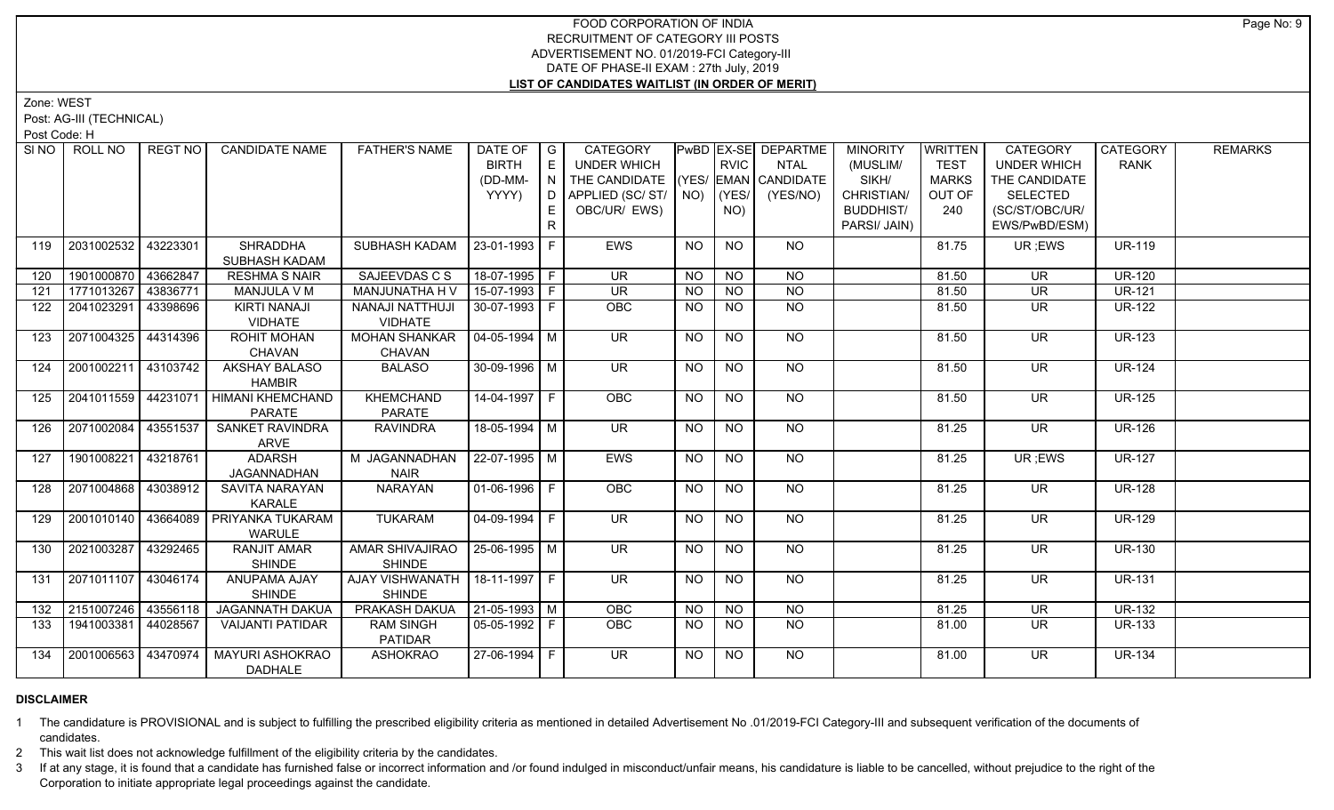# FOOD CORPORATION OF INDIA
## RECRUITMENT OF CATEGORY III POSTS
### ADVERTISEMENT NO. 01/2019-FCI Category-III
### DATE OF PHASE-II EXAM : 27th July, 2019
### LIST OF CANDIDATES WAITLIST (IN ORDER OF MERIT)

Zone: WEST

Post: AG-III (TECHNICAL)

Post Code: H

| SI NO | ROLL NO | REGT NO | CANDIDATE NAME | FATHER'S NAME | DATE OF BIRTH (DD-MM-YYYY) | GENDER | CATEGORY UNDER WHICH THE CANDIDATE APPLIED (SC/ ST/ OBC/UR/ EWS) | PwBD (YES/ NO) | EX-SERVICEMAN (YES/ NO) | DEPARTMENTAL CANDIDATE (YES/NO) | MINORITY (MUSLIM/ SIKH/ CHRISTIAN/ BUDDHIST/ PARSI/ JAIN) | WRITTEN TEST MARKS OUT OF 240 | CATEGORY UNDER WHICH THE CANDIDATE SELECTED (SC/ST/OBC/UR/ EWS/PwBD/ESM) | CATEGORY RANK | REMARKS |
|---|---|---|---|---|---|---|---|---|---|---|---|---|---|---|---|
| 119 | 2031002532 | 43223301 | SHRADDHA SUBHASH KADAM | SUBHASH KADAM | 23-01-1993 | F | EWS | NO | NO | NO | | 81.75 | UR ;EWS | UR-119 | |
| 120 | 1901000870 | 43662847 | RESHMA S NAIR | SAJEEVDAS C S | 18-07-1995 | F | UR | NO | NO | NO | | 81.50 | UR | UR-120 | |
| 121 | 1771013267 | 43836771 | MANJULA V M | MANJUNATHA H V | 15-07-1993 | F | UR | NO | NO | NO | | 81.50 | UR | UR-121 | |
| 122 | 2041023291 | 43398696 | KIRTI NANAJI VIDHATE | NANAJI NATTHUJI VIDHATE | 30-07-1993 | F | OBC | NO | NO | NO | | 81.50 | UR | UR-122 | |
| 123 | 2071004325 | 44314396 | ROHIT MOHAN CHAVAN | MOHAN SHANKAR CHAVAN | 04-05-1994 | M | UR | NO | NO | NO | | 81.50 | UR | UR-123 | |
| 124 | 2001002211 | 43103742 | AKSHAY BALASO HAMBIR | BALASO | 30-09-1996 | M | UR | NO | NO | NO | | 81.50 | UR | UR-124 | |
| 125 | 2041011559 | 44231071 | HIMANI KHEMCHAND PARATE | KHEMCHAND PARATE | 14-04-1997 | F | OBC | NO | NO | NO | | 81.50 | UR | UR-125 | |
| 126 | 2071002084 | 43551537 | SANKET RAVINDRA ARVE | RAVINDRA | 18-05-1994 | M | UR | NO | NO | NO | | 81.25 | UR | UR-126 | |
| 127 | 1901008221 | 43218761 | ADARSH JAGANNADHAN | M JAGANNADHAN NAIR | 22-07-1995 | M | EWS | NO | NO | NO | | 81.25 | UR ;EWS | UR-127 | |
| 128 | 2071004868 | 43038912 | SAVITA NARAYAN KARALE | NARAYAN | 01-06-1996 | F | OBC | NO | NO | NO | | 81.25 | UR | UR-128 | |
| 129 | 2001010140 | 43664089 | PRIYANKA TUKARAM WARULE | TUKARAM | 04-09-1994 | F | UR | NO | NO | NO | | 81.25 | UR | UR-129 | |
| 130 | 2021003287 | 43292465 | RANJIT AMAR SHINDE | AMAR SHIVAJIRAO SHINDE | 25-06-1995 | M | UR | NO | NO | NO | | 81.25 | UR | UR-130 | |
| 131 | 2071011107 | 43046174 | ANUPAMA AJAY SHINDE | AJAY VISHWANATH SHINDE | 18-11-1997 | F | UR | NO | NO | NO | | 81.25 | UR | UR-131 | |
| 132 | 2151007246 | 43556118 | JAGANNATH DAKUA | PRAKASH DAKUA | 21-05-1993 | M | OBC | NO | NO | NO | | 81.25 | UR | UR-132 | |
| 133 | 1941003381 | 44028567 | VAIJANTI PATIDAR | RAM SINGH PATIDAR | 05-05-1992 | F | OBC | NO | NO | NO | | 81.00 | UR | UR-133 | |
| 134 | 2001006563 | 43470974 | MAYURI ASHOKRAO DADHALE | ASHOKRAO | 27-06-1994 | F | UR | NO | NO | NO | | 81.00 | UR | UR-134 | |

**DISCLAIMER**

1 The candidature is PROVISIONAL and is subject to fulfilling the prescribed eligibility criteria as mentioned in detailed Advertisement No .01/2019-FCI Category-III and subsequent verification of the documents of candidates.

2 This wait list does not acknowledge fulfillment of the eligibility criteria by the candidates.

3 If at any stage, it is found that a candidate has furnished false or incorrect information and /or found indulged in misconduct/unfair means, his candidature is liable to be cancelled, without prejudice to the right of the Corporation to initiate appropriate legal proceedings against the candidate.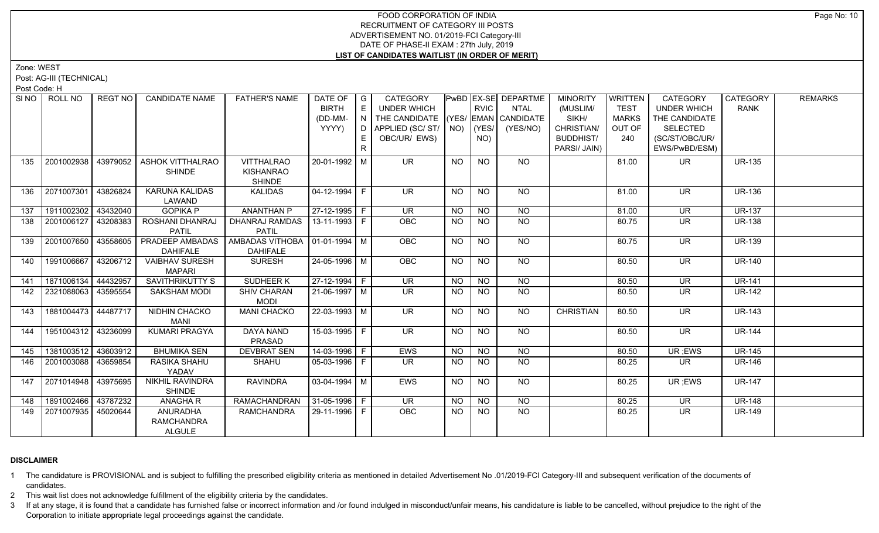# FOOD CORPORATION OF INDIA
## RECRUITMENT OF CATEGORY III POSTS
## ADVERTISEMENT NO. 01/2019-FCI Category-III
## DATE OF PHASE-II EXAM : 27th July, 2019
## LIST OF CANDIDATES WAITLIST (IN ORDER OF MERIT)

Zone: WEST

Post: AG-III (TECHNICAL)

Post Code: H

| SI NO | ROLL NO | REGT NO | CANDIDATE NAME | FATHER'S NAME | DATE OF BIRTH (DD-MM-YYYY) | GENDER | CATEGORY UNDER WHICH THE CANDIDATE APPLIED (SC/ ST/ OBC/UR/ EWS) | PwBD (YES/ NO) | EX-SERVICEMAN (YES/ NO) | DEPARTMENTAL CANDIDATE (YES/NO) | MINORITY (MUSLIM/ SIKH/ CHRISTIAN/ BUDDHIST/ PARSI/ JAIN) | WRITTEN TEST MARKS OUT OF 240 | CATEGORY UNDER WHICH THE CANDIDATE SELECTED (SC/ST/OBC/UR/ EWS/PwBD/ESM) | CATEGORY RANK | REMARKS |
|---|---|---|---|---|---|---|---|---|---|---|---|---|---|---|---|
| 135 | 2001002938 | 43979052 | ASHOK VITTHALRAO SHINDE | VITTHALRAO KISHANRAO SHINDE | 20-01-1992 | M | UR | NO | NO | NO | | 81.00 | UR | UR-135 | |
| 136 | 2071007301 | 43826824 | KARUNA KALIDAS LAWAND | KALIDAS | 04-12-1994 | F | UR | NO | NO | NO | | 81.00 | UR | UR-136 | |
| 137 | 1911002302 | 43432040 | GOPIKA P | ANANTHAN P | 27-12-1995 | F | UR | NO | NO | NO | | 81.00 | UR | UR-137 | |
| 138 | 2001006127 | 43208383 | ROSHANI DHANRAJ PATIL | DHANRAJ RAMDAS PATIL | 13-11-1993 | F | OBC | NO | NO | NO | | 80.75 | UR | UR-138 | |
| 139 | 2001007650 | 43558605 | PRADEEP AMBADAS DAHIFALE | AMBADAS VITHOBA DAHIFALE | 01-01-1994 | M | OBC | NO | NO | NO | | 80.75 | UR | UR-139 | |
| 140 | 1991006667 | 43206712 | VAIBHAV SURESH MAPARI | SURESH | 24-05-1996 | M | OBC | NO | NO | NO | | 80.50 | UR | UR-140 | |
| 141 | 1871006134 | 44432957 | SAVITHRIKUTTY S | SUDHEER K | 27-12-1994 | F | UR | NO | NO | NO | | 80.50 | UR | UR-141 | |
| 142 | 2321088063 | 43595554 | SAKSHAM MODI | SHIV CHARAN MODI | 21-06-1997 | M | UR | NO | NO | NO | | 80.50 | UR | UR-142 | |
| 143 | 1881004473 | 44487717 | NIDHIN CHACKO MANI | MANI CHACKO | 22-03-1993 | M | UR | NO | NO | NO | CHRISTIAN | 80.50 | UR | UR-143 | |
| 144 | 1951004312 | 43236099 | KUMARI PRAGYA | DAYA NAND PRASAD | 15-03-1995 | F | UR | NO | NO | NO | | 80.50 | UR | UR-144 | |
| 145 | 1381003512 | 43603912 | BHUMIKA SEN | DEVBRAT SEN | 14-03-1996 | F | EWS | NO | NO | NO | | 80.50 | UR ;EWS | UR-145 | |
| 146 | 2001003088 | 43659854 | RASIKA SHAHU YADAV | SHAHU | 05-03-1996 | F | UR | NO | NO | NO | | 80.25 | UR | UR-146 | |
| 147 | 2071014948 | 43975695 | NIKHIL RAVINDRA SHINDE | RAVINDRA | 03-04-1994 | M | EWS | NO | NO | NO | | 80.25 | UR ;EWS | UR-147 | |
| 148 | 1891002466 | 43787232 | ANAGHA R | RAMACHANDRAN | 31-05-1996 | F | UR | NO | NO | NO | | 80.25 | UR | UR-148 | |
| 149 | 2071007935 | 45020644 | ANURADHA RAMCHANDRA ALGULE | RAMCHANDRA | 29-11-1996 | F | OBC | NO | NO | NO | | 80.25 | UR | UR-149 | |

**DISCLAIMER**

1 The candidature is PROVISIONAL and is subject to fulfilling the prescribed eligibility criteria as mentioned in detailed Advertisement No .01/2019-FCI Category-III and subsequent verification of the documents of candidates.

2 This wait list does not acknowledge fulfillment of the eligibility criteria by the candidates.

3 If at any stage, it is found that a candidate has furnished false or incorrect information and /or found indulged in misconduct/unfair means, his candidature is liable to be cancelled, without prejudice to the right of the Corporation to initiate appropriate legal proceedings against the candidate.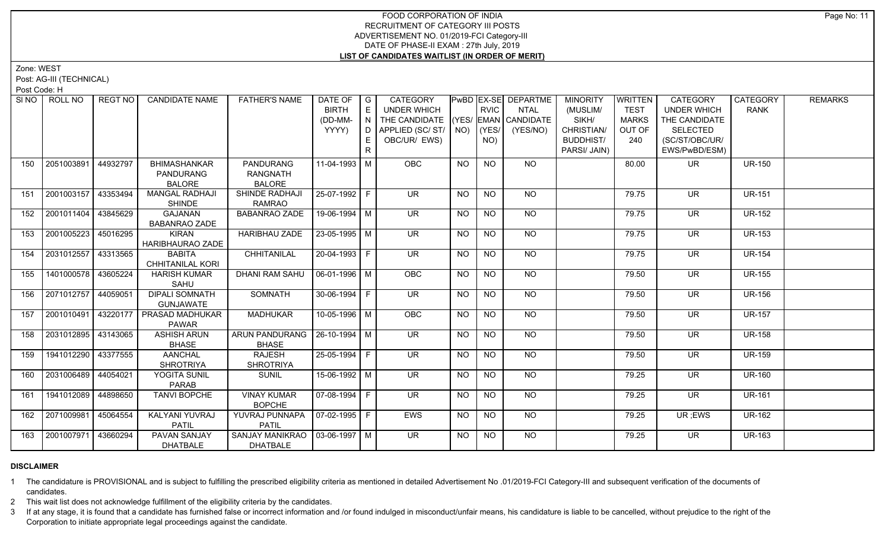# FOOD CORPORATION OF INDIA
## RECRUITMENT OF CATEGORY III POSTS
### ADVERTISEMENT NO. 01/2019-FCI Category-III
### DATE OF PHASE-II EXAM : 27th July, 2019
### LIST OF CANDIDATES WAITLIST (IN ORDER OF MERIT)

Zone: WEST

Post: AG-III (TECHNICAL)

Post Code: H

| Sl NO | ROLL NO | REGT NO | CANDIDATE NAME | FATHER'S NAME | DATE OF BIRTH (DD-MM-YYYY) | GENDER | CATEGORY UNDER WHICH THE CANDIDATE APPLIED (SC/ ST/ OBC/UR/ EWS) | PwBD (YES/ NO) | EX-SERVICEMAN (YES/ NO) | DEPARTMENTAL CANDIDATE (YES/NO) | MINORITY (MUSLIM/ SIKH/ CHRISTIAN/ BUDDHIST/ PARSI/ JAIN) | WRITTEN TEST MARKS OUT OF 240 | CATEGORY UNDER WHICH THE CANDIDATE SELECTED (SC/ST/OBC/UR/ EWS/PwBD/ESM) | CATEGORY RANK | REMARKS |
|---|---|---|---|---|---|---|---|---|---|---|---|---|---|---|---|
| 150 | 2051003891 | 44932797 | BHIMASHANKAR PANDURANG BALORE | PANDURANG RANGNATH BALORE | 11-04-1993 | M | OBC | NO | NO | NO | | 80.00 | UR | UR-150 | |
| 151 | 2001003157 | 43353494 | MANGAL RADHAJI SHINDE | SHINDE RADHAJI RAMRAO | 25-07-1992 | F | UR | NO | NO | NO | | 79.75 | UR | UR-151 | |
| 152 | 2001011404 | 43845629 | GAJANAN BABANRAO ZADE | BABANRAO ZADE | 19-06-1994 | M | UR | NO | NO | NO | | 79.75 | UR | UR-152 | |
| 153 | 2001005223 | 45016295 | KIRAN HARIBHAURAO ZADE | HARIBHAU ZADE | 23-05-1995 | M | UR | NO | NO | NO | | 79.75 | UR | UR-153 | |
| 154 | 2031012557 | 43313565 | BABITA CHHITANILAL KORI | CHHITANILAL | 20-04-1993 | F | UR | NO | NO | NO | | 79.75 | UR | UR-154 | |
| 155 | 1401000578 | 43605224 | HARISH KUMAR SAHU | DHANI RAM SAHU | 06-01-1996 | M | OBC | NO | NO | NO | | 79.50 | UR | UR-155 | |
| 156 | 2071012757 | 44059051 | DIPALI SOMNATH GUNJAWATE | SOMNATH | 30-06-1994 | F | UR | NO | NO | NO | | 79.50 | UR | UR-156 | |
| 157 | 2001010491 | 43220177 | PRASAD MADHUKAR PAWAR | MADHUKAR | 10-05-1996 | M | OBC | NO | NO | NO | | 79.50 | UR | UR-157 | |
| 158 | 2031012895 | 43143065 | ASHISH ARUN BHASE | ARUN PANDURANG BHASE | 26-10-1994 | M | UR | NO | NO | NO | | 79.50 | UR | UR-158 | |
| 159 | 1941012290 | 43377555 | AANCHAL SHROTRIYA | RAJESH SHROTRIYA | 25-05-1994 | F | UR | NO | NO | NO | | 79.50 | UR | UR-159 | |
| 160 | 2031006489 | 44054021 | YOGITA SUNIL PARAB | SUNIL | 15-06-1992 | M | UR | NO | NO | NO | | 79.25 | UR | UR-160 | |
| 161 | 1941012089 | 44898650 | TANVI BOPCHE | VINAY KUMAR BOPCHE | 07-08-1994 | F | UR | NO | NO | NO | | 79.25 | UR | UR-161 | |
| 162 | 2071009981 | 45064554 | KALYANI YUVRAJ PATIL | YUVRAJ PUNNAPA PATIL | 07-02-1995 | F | EWS | NO | NO | NO | | 79.25 | UR ;EWS | UR-162 | |
| 163 | 2001007971 | 43660294 | PAVAN SANJAY DHATBALE | SANJAY MANIKRAO DHATBALE | 03-06-1997 | M | UR | NO | NO | NO | | 79.25 | UR | UR-163 | |

**DISCLAIMER**

1. The candidature is PROVISIONAL and is subject to fulfilling the prescribed eligibility criteria as mentioned in detailed Advertisement No .01/2019-FCI Category-III and subsequent verification of the documents of candidates.
2. This wait list does not acknowledge fulfillment of the eligibility criteria by the candidates.
3. If at any stage, it is found that a candidate has furnished false or incorrect information and /or found indulged in misconduct/unfair means, his candidature is liable to be cancelled, without prejudice to the right of the Corporation to initiate appropriate legal proceedings against the candidate.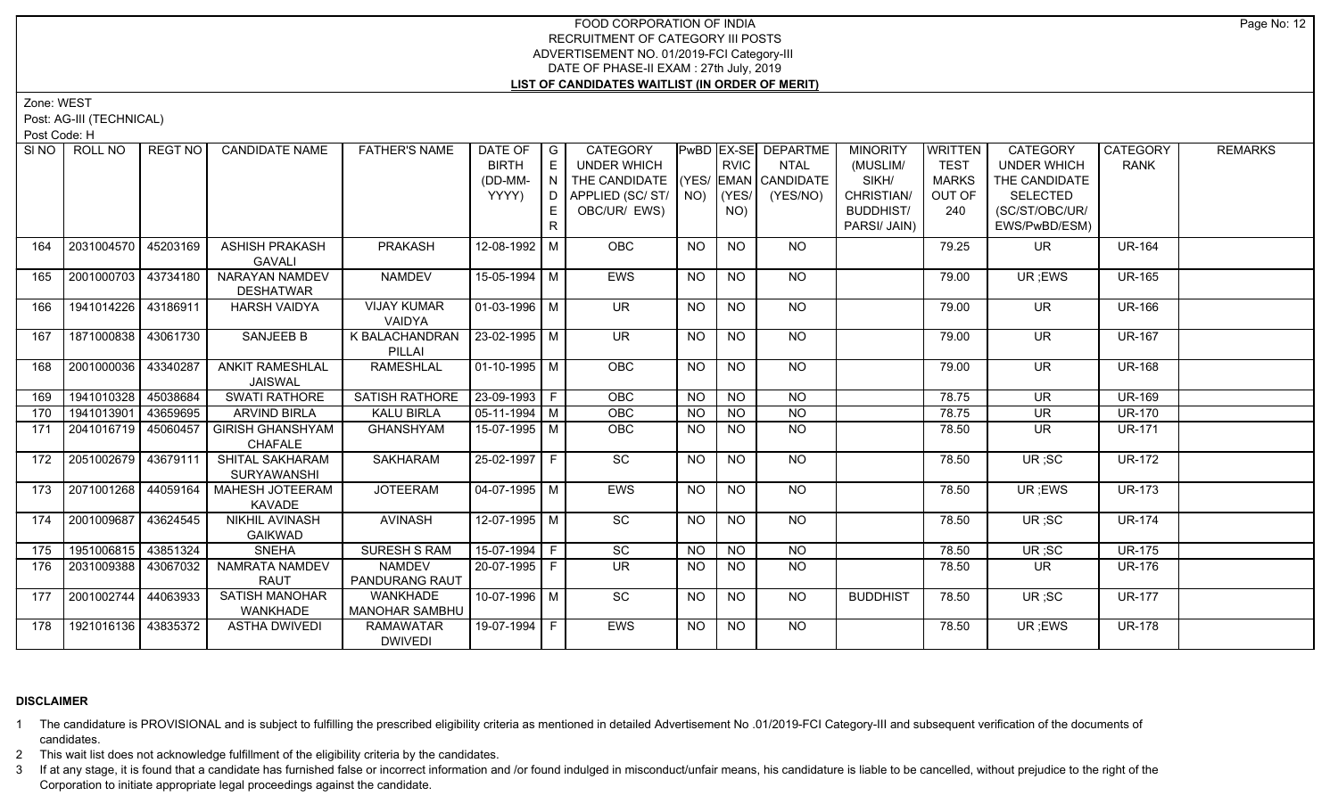# FOOD CORPORATION OF INDIA
## RECRUITMENT OF CATEGORY III POSTS
## ADVERTISEMENT NO. 01/2019-FCI Category-III
## DATE OF PHASE-II EXAM : 27th July, 2019
## LIST OF CANDIDATES WAITLIST (IN ORDER OF MERIT)

Zone: WEST

Post: AG-III (TECHNICAL)

Post Code: H

| SI NO | ROLL NO | REGT NO | CANDIDATE NAME | FATHER'S NAME | DATE OF BIRTH (DD-MM-YYYY) | GENDER | CATEGORY UNDER WHICH THE CANDIDATE APPLIED (SC/ ST/ OBC/UR/ EWS) | PwBD (YES/ NO) | EX-SERVICEMAN (YES/ NO) | DEPARTMENTAL CANDIDATE (YES/NO) | MINORITY (MUSLIM/ SIKH/ CHRISTIAN/ BUDDHIST/ PARSI/ JAIN) | WRITTEN TEST MARKS OUT OF 240 | CATEGORY UNDER WHICH THE CANDIDATE SELECTED (SC/ST/OBC/UR/ EWS/PwBD/ESM) | CATEGORY RANK | REMARKS |
|---|---|---|---|---|---|---|---|---|---|---|---|---|---|---|---|
| 164 | 2031004570 | 45203169 | ASHISH PRAKASH GAVALI | PRAKASH | 12-08-1992 | M | OBC | NO | NO | NO | | 79.25 | UR | UR-164 | |
| 165 | 2001000703 | 43734180 | NARAYAN NAMDEV DESHATWAR | NAMDEV | 15-05-1994 | M | EWS | NO | NO | NO | | 79.00 | UR ;EWS | UR-165 | |
| 166 | 1941014226 | 43186911 | HARSH VAIDYA | VIJAY KUMAR VAIDYA | 01-03-1996 | M | UR | NO | NO | NO | | 79.00 | UR | UR-166 | |
| 167 | 1871000838 | 43061730 | SANJEEB B | K BALACHANDRAN PILLAI | 23-02-1995 | M | UR | NO | NO | NO | | 79.00 | UR | UR-167 | |
| 168 | 2001000036 | 43340287 | ANKIT RAMESHLAL JAISWAL | RAMESHLAL | 01-10-1995 | M | OBC | NO | NO | NO | | 79.00 | UR | UR-168 | |
| 169 | 1941010328 | 45038684 | SWATI RATHORE | SATISH RATHORE | 23-09-1993 | F | OBC | NO | NO | NO | | 78.75 | UR | UR-169 | |
| 170 | 1941013901 | 43659695 | ARVIND BIRLA | KALU BIRLA | 05-11-1994 | M | OBC | NO | NO | NO | | 78.75 | UR | UR-170 | |
| 171 | 2041016719 | 45060457 | GIRISH GHANSHYAM CHAFALE | GHANSHYAM | 15-07-1995 | M | OBC | NO | NO | NO | | 78.50 | UR | UR-171 | |
| 172 | 2051002679 | 43679111 | SHITAL SAKHARAM SURYAWANSHI | SAKHARAM | 25-02-1997 | F | SC | NO | NO | NO | | 78.50 | UR ;SC | UR-172 | |
| 173 | 2071001268 | 44059164 | MAHESH JOTEERAM KAVADE | JOTEERAM | 04-07-1995 | M | EWS | NO | NO | NO | | 78.50 | UR ;EWS | UR-173 | |
| 174 | 2001009687 | 43624545 | NIKHIL AVINASH GAIKWAD | AVINASH | 12-07-1995 | M | SC | NO | NO | NO | | 78.50 | UR ;SC | UR-174 | |
| 175 | 1951006815 | 43851324 | SNEHA | SURESH S RAM | 15-07-1994 | F | SC | NO | NO | NO | | 78.50 | UR ;SC | UR-175 | |
| 176 | 2031009388 | 43067032 | NAMRATA NAMDEV RAUT | NAMDEV PANDURANG RAUT | 20-07-1995 | F | UR | NO | NO | NO | | 78.50 | UR | UR-176 | |
| 177 | 2001002744 | 44063933 | SATISH MANOHAR WANKHADE | WANKHADE MANOHAR SAMBHU | 10-07-1996 | M | SC | NO | NO | NO | BUDDHIST | 78.50 | UR ;SC | UR-177 | |
| 178 | 1921016136 | 43835372 | ASTHA DWIVEDI | RAMAWATAR DWIVEDI | 19-07-1994 | F | EWS | NO | NO | NO | | 78.50 | UR ;EWS | UR-178 | |

### DISCLAIMER

1 The candidature is PROVISIONAL and is subject to fulfilling the prescribed eligibility criteria as mentioned in detailed Advertisement No .01/2019-FCI Category-III and subsequent verification of the documents of candidates.

2 This wait list does not acknowledge fulfillment of the eligibility criteria by the candidates.

3 If at any stage, it is found that a candidate has furnished false or incorrect information and /or found indulged in misconduct/unfair means, his candidature is liable to be cancelled, without prejudice to the right of the Corporation to initiate appropriate legal proceedings against the candidate.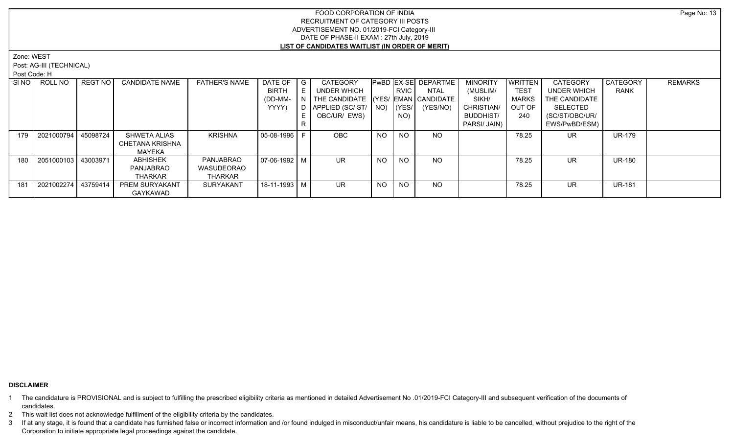FOOD CORPORATION OF INDIA
RECRUITMENT OF CATEGORY III POSTS
ADVERTISEMENT NO. 01/2019-FCI Category-III
DATE OF PHASE-II EXAM : 27th July, 2019
**LIST OF CANDIDATES WAITLIST (IN ORDER OF MERIT)**

Zone: WEST
Post: AG-III (TECHNICAL)
Post Code: H

| SI NO | ROLL NO | REGT NO | CANDIDATE NAME | FATHER'S NAME | DATE OF BIRTH (DD-MM-YYYY) | GENDER | CATEGORY UNDER WHICH THE CANDIDATE APPLIED (SC/ ST/ OBC/UR/ EWS) | PwBD (YES/ NO) | EX-SERVICEMAN (YES/ NO) | DEPARTMENTAL CANDIDATE (YES/NO) | MINORITY (MUSLIM/ SIKH/ CHRISTIAN/ BUDDHIST/ PARSI/ JAIN) | WRITTEN TEST MARKS OUT OF 240 | CATEGORY UNDER WHICH THE CANDIDATE SELECTED (SC/ST/OBC/UR/ EWS/PwBD/ESM) | CATEGORY RANK | REMARKS |
|---|---|---|---|---|---|---|---|---|---|---|---|---|---|---|---|
| 179 | 2021000794 | 45098724 | SHWETA ALIAS CHETANA KRISHNA MAYEKA | KRISHNA | 05-08-1996 | F | OBC | NO | NO | NO | | 78.25 | UR | UR-179 | |
| 180 | 2051000103 | 43003971 | ABHISHEK PANJABRAO THARKAR | PANJABRAO WASUDEORAO THARKAR | 07-06-1992 | M | UR | NO | NO | NO | | 78.25 | UR | UR-180 | |
| 181 | 2021002274 | 43759414 | PREM SURYAKANT GAYKAWAD | SURYAKANT | 18-11-1993 | M | UR | NO | NO | NO | | 78.25 | UR | UR-181 | |

**DISCLAIMER**

1. The candidature is PROVISIONAL and is subject to fulfilling the prescribed eligibility criteria as mentioned in detailed Advertisement No .01/2019-FCI Category-III and subsequent verification of the documents of candidates.
2. This wait list does not acknowledge fulfillment of the eligibility criteria by the candidates.
3. If at any stage, it is found that a candidate has furnished false or incorrect information and /or found indulged in misconduct/unfair means, his candidature is liable to be cancelled, without prejudice to the right of the Corporation to initiate appropriate legal proceedings against the candidate.